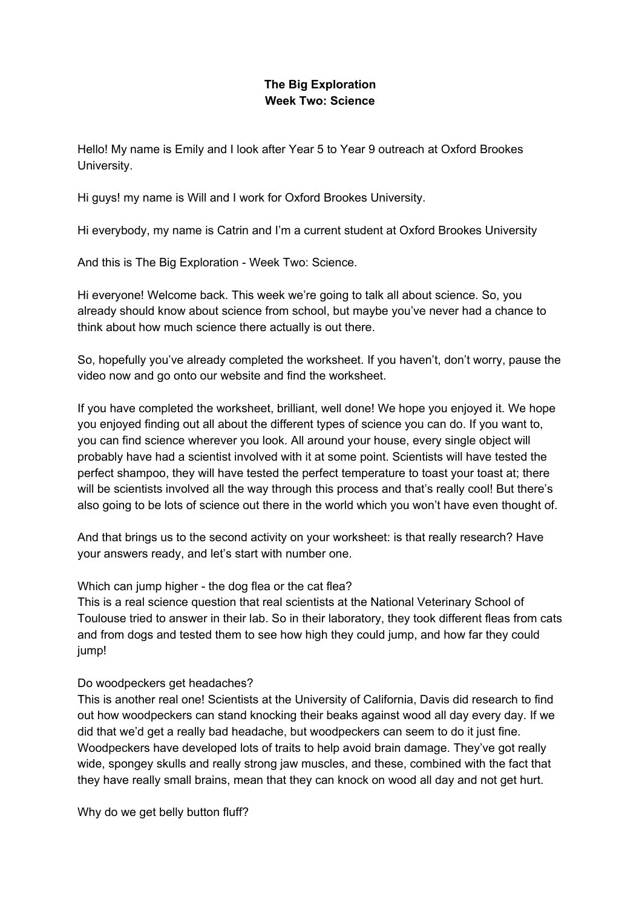**The Big Exploration**
**Week Two: Science**

Hello! My name is Emily and I look after Year 5 to Year 9 outreach at Oxford Brookes University.

Hi guys! my name is Will and I work for Oxford Brookes University.

Hi everybody, my name is Catrin and I'm a current student at Oxford Brookes University

And this is The Big Exploration - Week Two: Science.

Hi everyone! Welcome back. This week we're going to talk all about science. So, you already should know about science from school, but maybe you've never had a chance to think about how much science there actually is out there.

So, hopefully you've already completed the worksheet. If you haven't, don't worry, pause the video now and go onto our website and find the worksheet.

If you have completed the worksheet, brilliant, well done! We hope you enjoyed it. We hope you enjoyed finding out all about the different types of science you can do. If you want to, you can find science wherever you look. All around your house, every single object will probably have had a scientist involved with it at some point. Scientists will have tested the perfect shampoo, they will have tested the perfect temperature to toast your toast at; there will be scientists involved all the way through this process and that's really cool! But there's also going to be lots of science out there in the world which you won't have even thought of.

And that brings us to the second activity on your worksheet: is that really research? Have your answers ready, and let's start with number one.

Which can jump higher - the dog flea or the cat flea?
This is a real science question that real scientists at the National Veterinary School of Toulouse tried to answer in their lab. So in their laboratory, they took different fleas from cats and from dogs and tested them to see how high they could jump, and how far they could jump!

Do woodpeckers get headaches?
This is another real one! Scientists at the University of California, Davis did research to find out how woodpeckers can stand knocking their beaks against wood all day every day. If we did that we'd get a really bad headache, but woodpeckers can seem to do it just fine. Woodpeckers have developed lots of traits to help avoid brain damage. They've got really wide, spongey skulls and really strong jaw muscles, and these, combined with the fact that they have really small brains, mean that they can knock on wood all day and not get hurt.

Why do we get belly button fluff?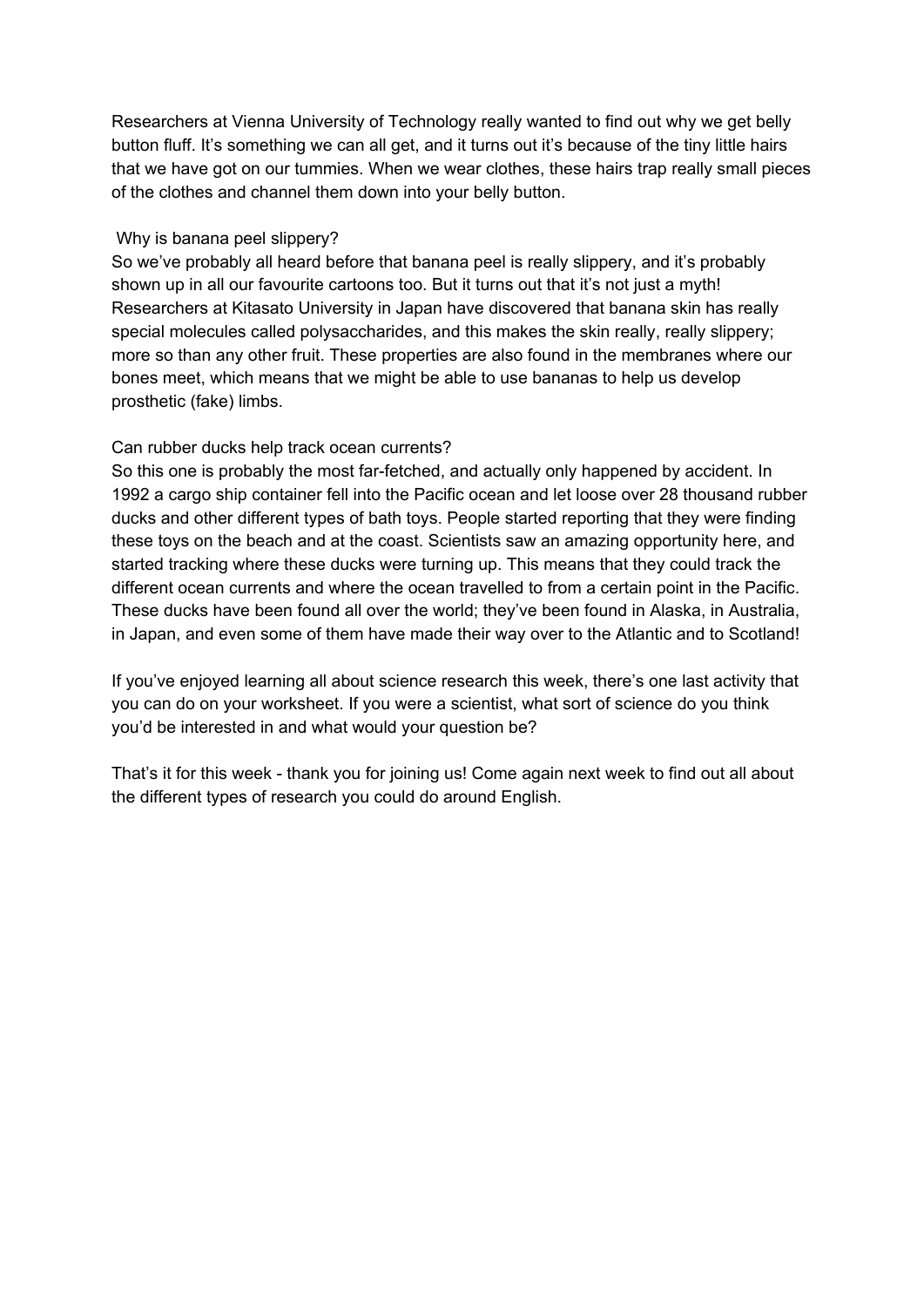Researchers at Vienna University of Technology really wanted to find out why we get belly button fluff. It's something we can all get, and it turns out it's because of the tiny little hairs that we have got on our tummies. When we wear clothes, these hairs trap really small pieces of the clothes and channel them down into your belly button.

Why is banana peel slippery?

So we've probably all heard before that banana peel is really slippery, and it's probably shown up in all our favourite cartoons too. But it turns out that it's not just a myth! Researchers at Kitasato University in Japan have discovered that banana skin has really special molecules called polysaccharides, and this makes the skin really, really slippery; more so than any other fruit. These properties are also found in the membranes where our bones meet, which means that we might be able to use bananas to help us develop prosthetic (fake) limbs.

Can rubber ducks help track ocean currents?

So this one is probably the most far-fetched, and actually only happened by accident. In 1992 a cargo ship container fell into the Pacific ocean and let loose over 28 thousand rubber ducks and other different types of bath toys. People started reporting that they were finding these toys on the beach and at the coast. Scientists saw an amazing opportunity here, and started tracking where these ducks were turning up. This means that they could track the different ocean currents and where the ocean travelled to from a certain point in the Pacific. These ducks have been found all over the world; they've been found in Alaska, in Australia, in Japan, and even some of them have made their way over to the Atlantic and to Scotland!

If you've enjoyed learning all about science research this week, there's one last activity that you can do on your worksheet. If you were a scientist, what sort of science do you think you'd be interested in and what would your question be?

That's it for this week - thank you for joining us! Come again next week to find out all about the different types of research you could do around English.